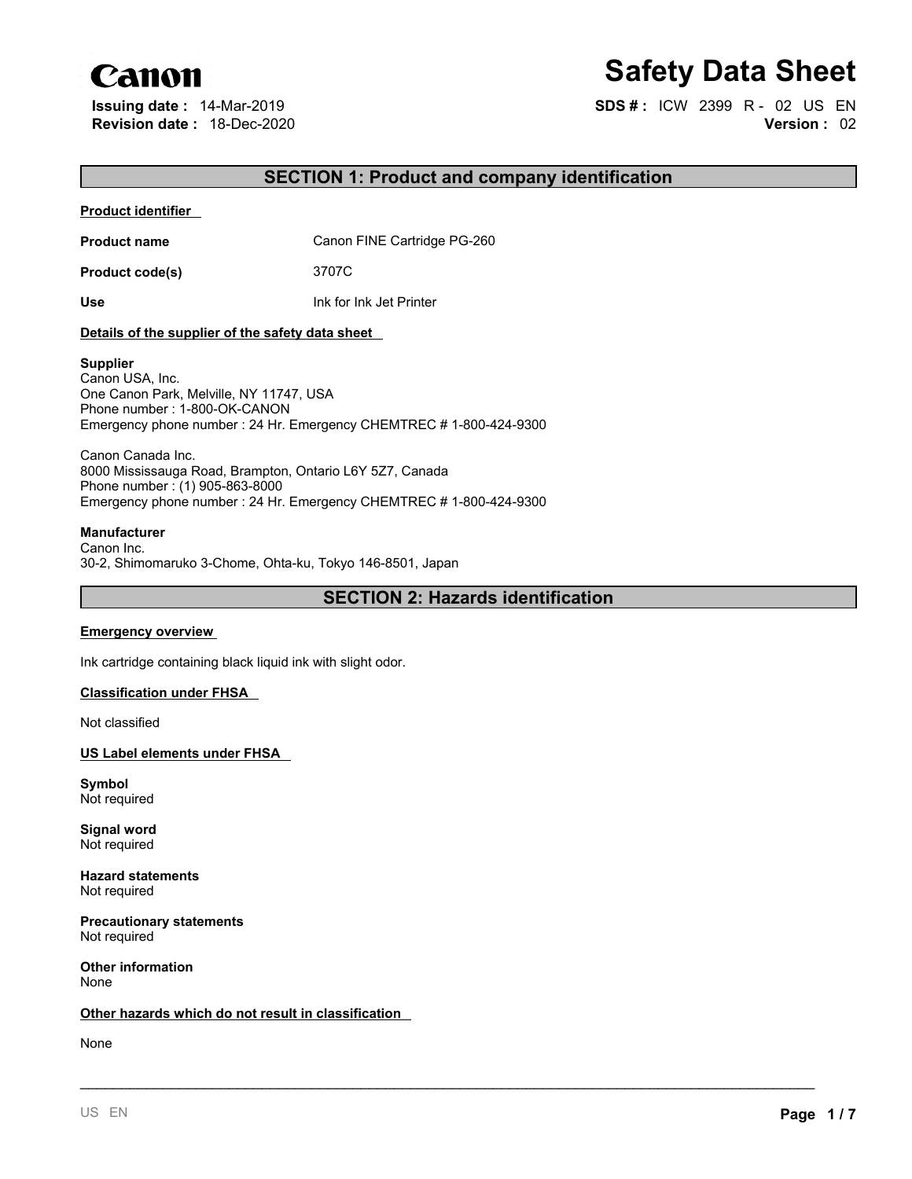Canon

# Safety Data Sheet

**Issuing date :** 14-Mar-2019
**Revision date :** 18-Dec-2020

**SDS # :** ICW 2399 R - 02 US EN
**Version :** 02

## SECTION 1: Product and company identification

**Product identifier**

| | |
|---|---|
| **Product name** | Canon FINE Cartridge PG-260 |
| **Product code(s)** | 3707C |
| **Use** | Ink for Ink Jet Printer |

**Details of the supplier of the safety data sheet**

**Supplier**
Canon USA, Inc.
One Canon Park, Melville, NY 11747, USA
Phone number : 1-800-OK-CANON
Emergency phone number : 24 Hr. Emergency CHEMTREC # 1-800-424-9300

Canon Canada Inc.
8000 Mississauga Road, Brampton, Ontario L6Y 5Z7, Canada
Phone number : (1) 905-863-8000
Emergency phone number : 24 Hr. Emergency CHEMTREC # 1-800-424-9300

**Manufacturer**
Canon Inc.
30-2, Shimomaruko 3-Chome, Ohta-ku, Tokyo 146-8501, Japan

## SECTION 2: Hazards identification

**Emergency overview**

Ink cartridge containing black liquid ink with slight odor.

**Classification under FHSA**

Not classified

**US Label elements under FHSA**

**Symbol**
Not required

**Signal word**
Not required

**Hazard statements**
Not required

**Precautionary statements**
Not required

**Other information**
None

**Other hazards which do not result in classification**

None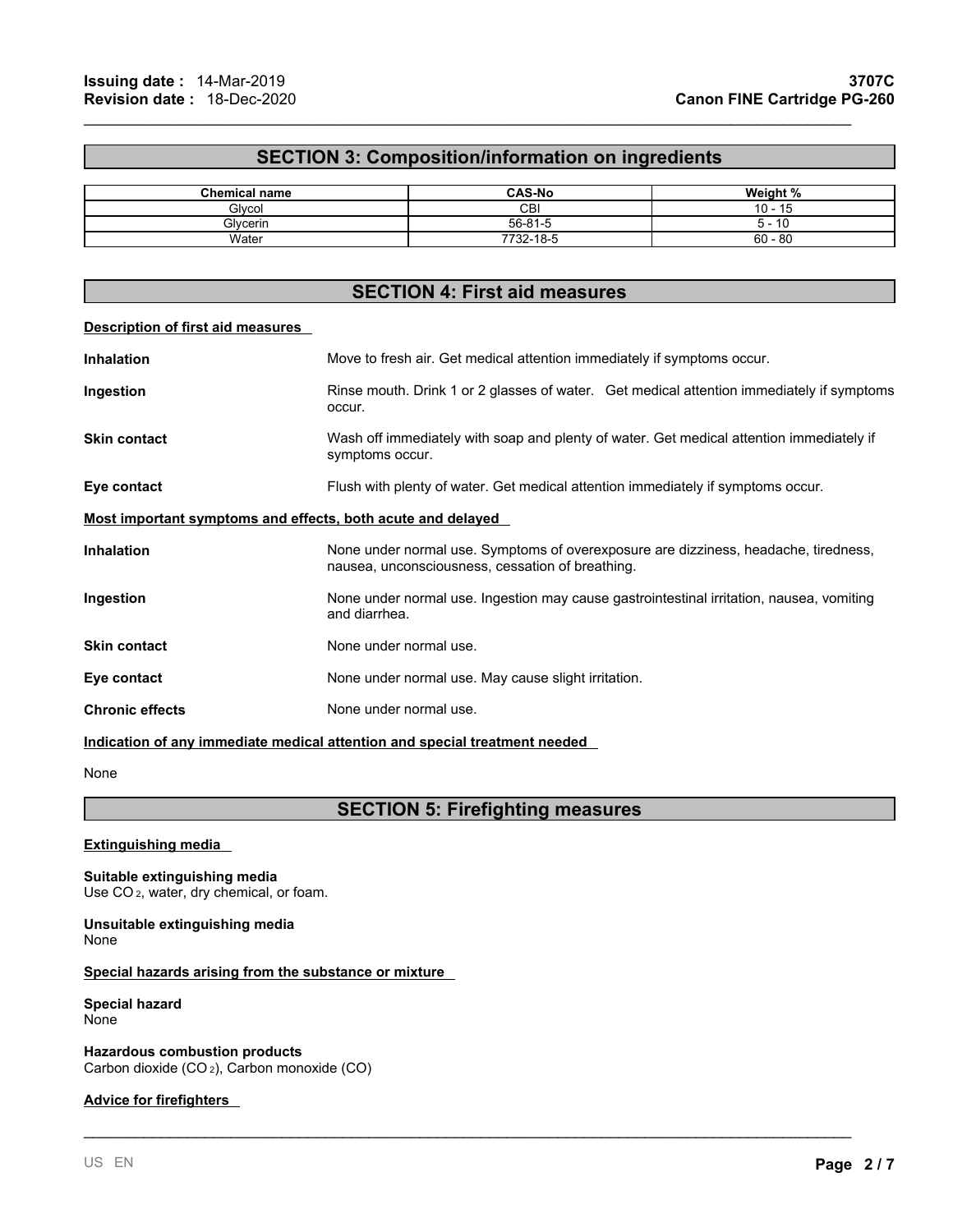## SECTION 3: Composition/information on ingredients

| Chemical name | CAS-No | Weight % |
|---|---|---|
| Glycol | CBI | 10 - 15 |
| Glycerin | 56-81-5 | 5 - 10 |
| Water | 7732-18-5 | 60 - 80 |

## SECTION 4: First aid measures

### Description of first aid measures

**Inhalation** Move to fresh air. Get medical attention immediately if symptoms occur.

**Ingestion** Rinse mouth. Drink 1 or 2 glasses of water. Get medical attention immediately if symptoms occur.

**Skin contact** Wash off immediately with soap and plenty of water. Get medical attention immediately if symptoms occur.

**Eye contact** Flush with plenty of water. Get medical attention immediately if symptoms occur.

### Most important symptoms and effects, both acute and delayed

**Inhalation** None under normal use. Symptoms of overexposure are dizziness, headache, tiredness, nausea, unconsciousness, cessation of breathing.

**Ingestion** None under normal use. Ingestion may cause gastrointestinal irritation, nausea, vomiting and diarrhea.

**Skin contact** None under normal use.

**Eye contact** None under normal use. May cause slight irritation.

**Chronic effects** None under normal use.

### Indication of any immediate medical attention and special treatment needed

None

## SECTION 5: Firefighting measures

### Extinguishing media

**Suitable extinguishing media**
Use $CO_2$, water, dry chemical, or foam.

**Unsuitable extinguishing media**
None

### Special hazards arising from the substance or mixture

**Special hazard**
None

**Hazardous combustion products**
Carbon dioxide ($CO_2$), Carbon monoxide (CO)

### Advice for firefighters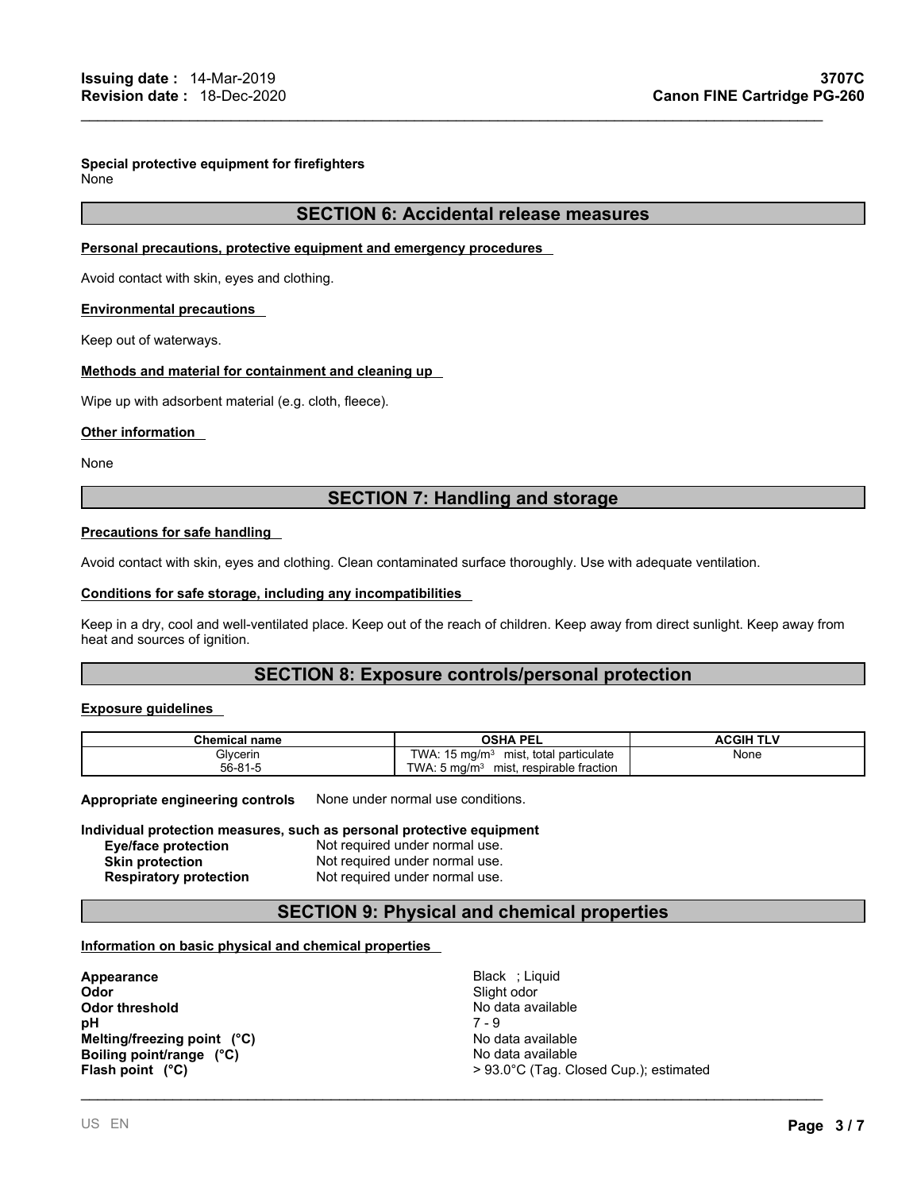**Special protective equipment for firefighters**
None

## SECTION 6: Accidental release measures

**Personal precautions, protective equipment and emergency procedures**

Avoid contact with skin, eyes and clothing.

**Environmental precautions**

Keep out of waterways.

**Methods and material for containment and cleaning up**

Wipe up with adsorbent material (e.g. cloth, fleece).

**Other information**

None

## SECTION 7: Handling and storage

**Precautions for safe handling**

Avoid contact with skin, eyes and clothing. Clean contaminated surface thoroughly. Use with adequate ventilation.

**Conditions for safe storage, including any incompatibilities**

Keep in a dry, cool and well-ventilated place. Keep out of the reach of children. Keep away from direct sunlight. Keep away from heat and sources of ignition.

## SECTION 8: Exposure controls/personal protection

**Exposure guidelines**

| Chemical name | OSHA PEL | ACGIH TLV |
|---|---|---|
| Glycerin<br>56-81-5 | TWA: 15 mg/m³ mist, total particulate<br>TWA: 5 mg/m³ mist, respirable fraction | None |

**Appropriate engineering controls** None under normal use conditions.

**Individual protection measures, such as personal protective equipment**

- **Eye/face protection** Not required under normal use.
- **Skin protection** Not required under normal use.
- **Respiratory protection** Not required under normal use.

## SECTION 9: Physical and chemical properties

**Information on basic physical and chemical properties**

| | |
|---|---|
| **Appearance** | Black ; Liquid |
| **Odor** | Slight odor |
| **Odor threshold** | No data available |
| **pH** | 7 - 9 |
| **Melting/freezing point (°C)** | No data available |
| **Boiling point/range (°C)** | No data available |
| **Flash point (°C)** | > 93.0°C (Tag. Closed Cup.); estimated |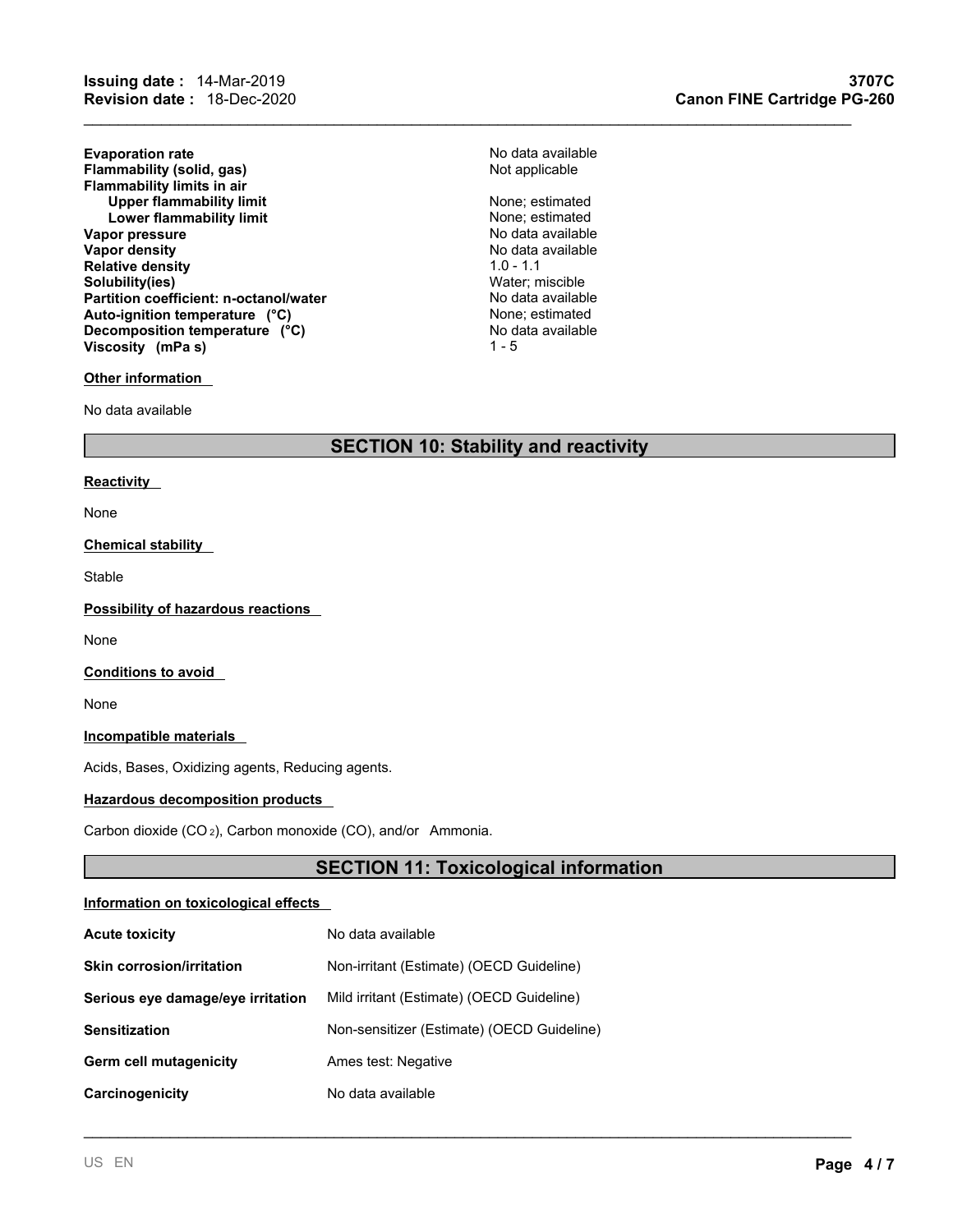| | |
|---|---|
| **Evaporation rate** | No data available |
| **Flammability (solid, gas)** | Not applicable |
| **Flammability limits in air** | |
| **Upper flammability limit** | None; estimated |
| **Lower flammability limit** | None; estimated |
| **Vapor pressure** | No data available |
| **Vapor density** | No data available |
| **Relative density** | 1.0 - 1.1 |
| **Solubility(ies)** | Water; miscible |
| **Partition coefficient: n-octanol/water** | No data available |
| **Auto-ignition temperature (°C)** | None; estimated |
| **Decomposition temperature (°C)** | No data available |
| **Viscosity (mPa s)** | 1 - 5 |

**Other information**

No data available

## SECTION 10: Stability and reactivity

**Reactivity**

None

**Chemical stability**

Stable

**Possibility of hazardous reactions**

None

**Conditions to avoid**

None

**Incompatible materials**

Acids, Bases, Oxidizing agents, Reducing agents.

**Hazardous decomposition products**

Carbon dioxide ($CO_2$), Carbon monoxide (CO), and/or Ammonia.

## SECTION 11: Toxicological information

**Information on toxicological effects**

| | |
|---|---|
| **Acute toxicity** | No data available |
| **Skin corrosion/irritation** | Non-irritant (Estimate) (OECD Guideline) |
| **Serious eye damage/eye irritation** | Mild irritant (Estimate) (OECD Guideline) |
| **Sensitization** | Non-sensitizer (Estimate) (OECD Guideline) |
| **Germ cell mutagenicity** | Ames test: Negative |
| **Carcinogenicity** | No data available |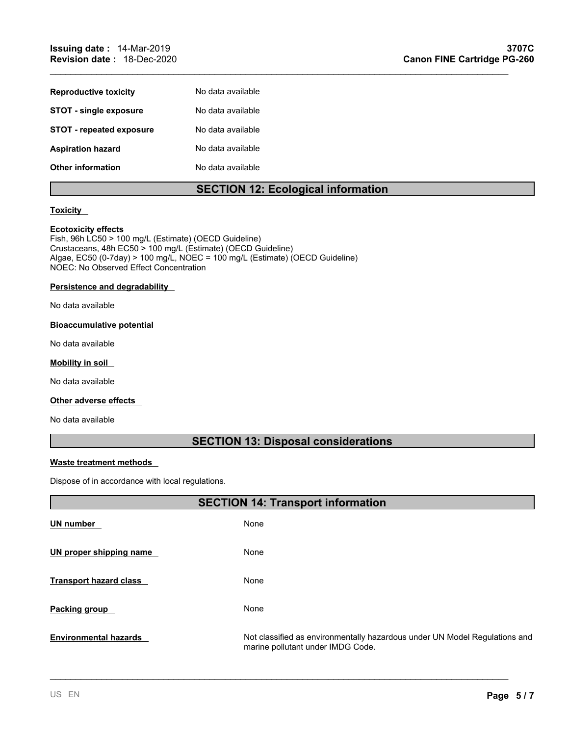| | |
|---|---|
| **Reproductive toxicity** | No data available |
| **STOT - single exposure** | No data available |
| **STOT - repeated exposure** | No data available |
| **Aspiration hazard** | No data available |
| **Other information** | No data available |

## SECTION 12: Ecological information

**Toxicity**

**Ecotoxicity effects**
Fish, 96h LC50 > 100 mg/L (Estimate) (OECD Guideline)
Crustaceans, 48h EC50 > 100 mg/L (Estimate) (OECD Guideline)
Algae, EC50 (0-7day) > 100 mg/L, NOEC = 100 mg/L (Estimate) (OECD Guideline)
NOEC: No Observed Effect Concentration

**Persistence and degradability**

No data available

**Bioaccumulative potential**

No data available

**Mobility in soil**

No data available

**Other adverse effects**

No data available

## SECTION 13: Disposal considerations

**Waste treatment methods**

Dispose of in accordance with local regulations.

## SECTION 14: Transport information

| | |
|---|---|
| **UN number** | None |
| **UN proper shipping name** | None |
| **Transport hazard class** | None |
| **Packing group** | None |
| **Environmental hazards** | Not classified as environmentally hazardous under UN Model Regulations and marine pollutant under IMDG Code. |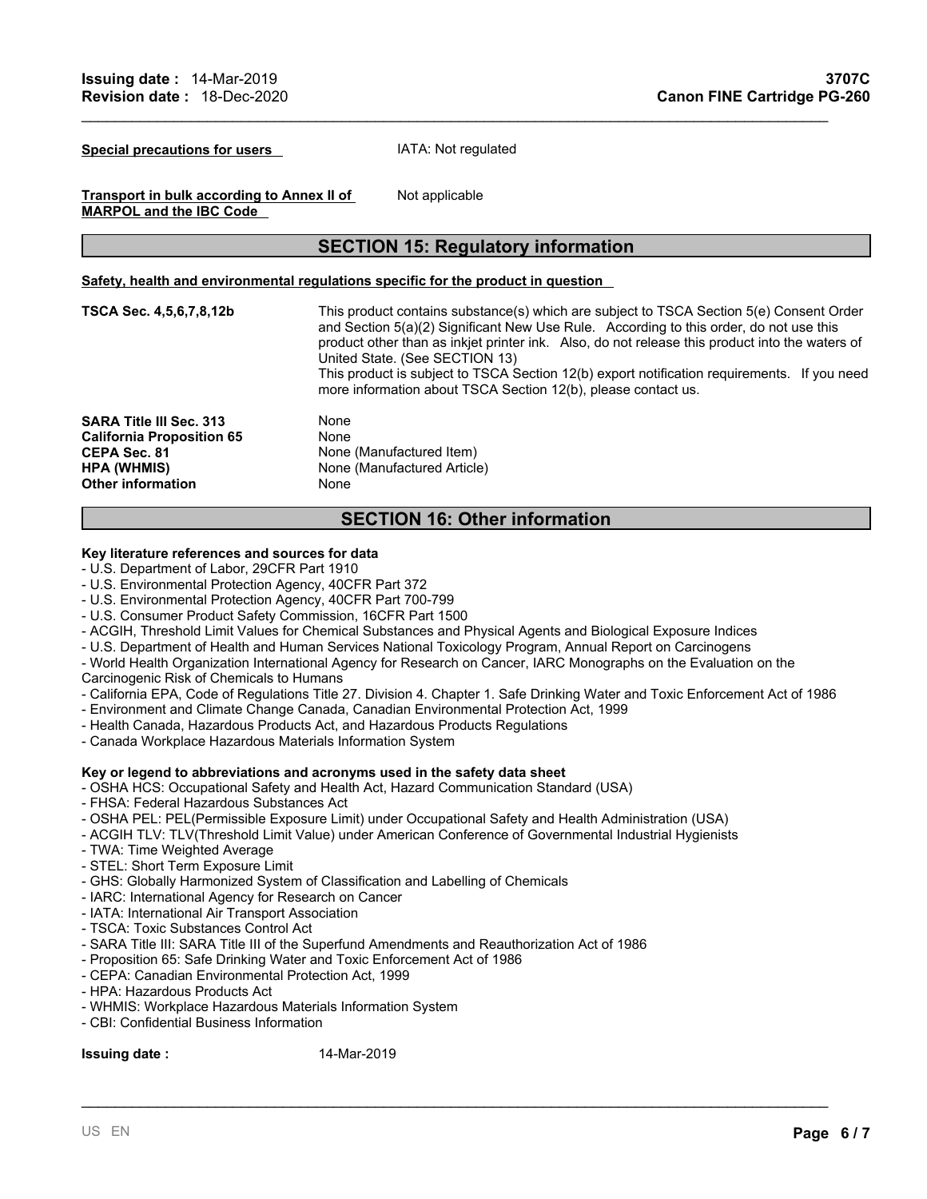**Special precautions for users** IATA: Not regulated

**Transport in bulk according to Annex II of MARPOL and the IBC Code** Not applicable

## SECTION 15: Regulatory information

**Safety, health and environmental regulations specific for the product in question**

| | |
|---|---|
| **TSCA Sec. 4,5,6,7,8,12b** | This product contains substance(s) which are subject to TSCA Section 5(e) Consent Order and Section 5(a)(2) Significant New Use Rule. According to this order, do not use this product other than as inkjet printer ink. Also, do not release this product into the waters of United State. (See SECTION 13)<br>This product is subject to TSCA Section 12(b) export notification requirements. If you need more information about TSCA Section 12(b), please contact us. |
| **SARA Title III Sec. 313** | None |
| **California Proposition 65** | None |
| **CEPA Sec. 81** | None (Manufactured Item) |
| **HPA (WHMIS)** | None (Manufactured Article) |
| **Other information** | None |

## SECTION 16: Other information

**Key literature references and sources for data**
- U.S. Department of Labor, 29CFR Part 1910
- U.S. Environmental Protection Agency, 40CFR Part 372
- U.S. Environmental Protection Agency, 40CFR Part 700-799
- U.S. Consumer Product Safety Commission, 16CFR Part 1500
- ACGIH, Threshold Limit Values for Chemical Substances and Physical Agents and Biological Exposure Indices
- U.S. Department of Health and Human Services National Toxicology Program, Annual Report on Carcinogens
- World Health Organization International Agency for Research on Cancer, IARC Monographs on the Evaluation on the Carcinogenic Risk of Chemicals to Humans
- California EPA, Code of Regulations Title 27. Division 4. Chapter 1. Safe Drinking Water and Toxic Enforcement Act of 1986
- Environment and Climate Change Canada, Canadian Environmental Protection Act, 1999
- Health Canada, Hazardous Products Act, and Hazardous Products Regulations
- Canada Workplace Hazardous Materials Information System

**Key or legend to abbreviations and acronyms used in the safety data sheet**
- OSHA HCS: Occupational Safety and Health Act, Hazard Communication Standard (USA)
- FHSA: Federal Hazardous Substances Act
- OSHA PEL: PEL(Permissible Exposure Limit) under Occupational Safety and Health Administration (USA)
- ACGIH TLV: TLV(Threshold Limit Value) under American Conference of Governmental Industrial Hygienists
- TWA: Time Weighted Average
- STEL: Short Term Exposure Limit
- GHS: Globally Harmonized System of Classification and Labelling of Chemicals
- IARC: International Agency for Research on Cancer
- IATA: International Air Transport Association
- TSCA: Toxic Substances Control Act
- SARA Title III: SARA Title III of the Superfund Amendments and Reauthorization Act of 1986
- Proposition 65: Safe Drinking Water and Toxic Enforcement Act of 1986
- CEPA: Canadian Environmental Protection Act, 1999
- HPA: Hazardous Products Act
- WHMIS: Workplace Hazardous Materials Information System
- CBI: Confidential Business Information

**Issuing date :** 14-Mar-2019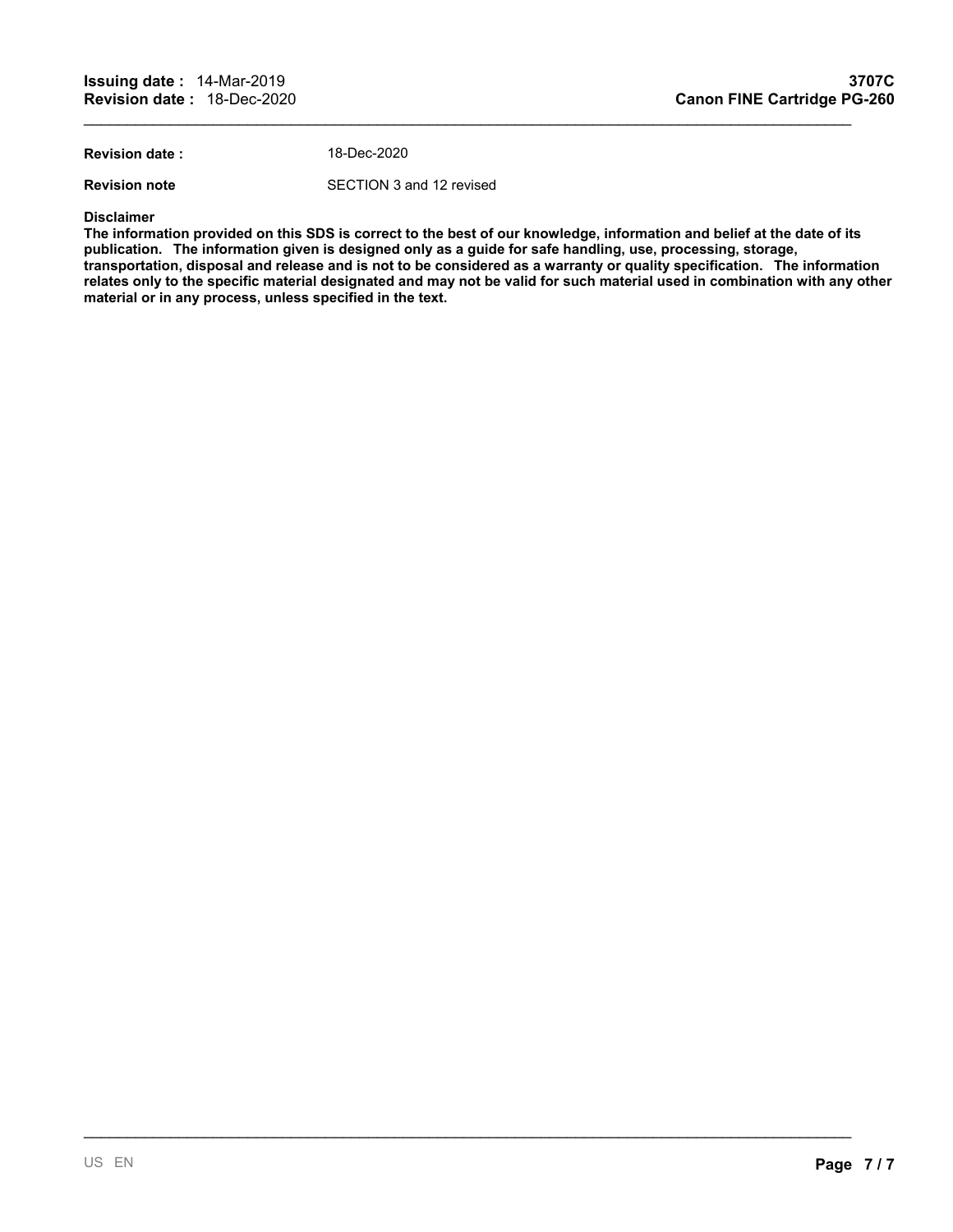**Revision date :** 18-Dec-2020

**Revision note** SECTION 3 and 12 revised

**Disclaimer**

**The information provided on this SDS is correct to the best of our knowledge, information and belief at the date of its publication. The information given is designed only as a guide for safe handling, use, processing, storage, transportation, disposal and release and is not to be considered as a warranty or quality specification. The information relates only to the specific material designated and may not be valid for such material used in combination with any other material or in any process, unless specified in the text.**